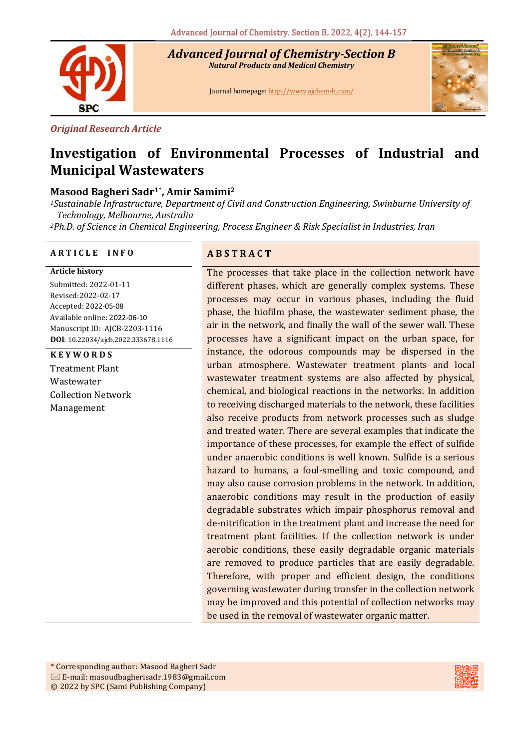Advanced Journal of Chemistry-Section B

Natural Products and Medical Chemistry

Journal homepage: http://www.ajchem-b.com/

*Original Research Article*

# Investigation of Environmental Processes of Industrial and Municipal Wastewaters

**Masood Bagheri Sadr[1*], Amir Samimi[2]**

[1]*Sustainable Infrastructure, Department of Civil and Construction Engineering, Swinburne University of Technology, Melbourne, Australia*

[2]*Ph.D. of Science in Chemical Engineering, Process Engineer & Risk Specialist in Industries, Iran*

## ARTICLE INFO

**Article history**

Submitted: 2022-01-11

Revised: 2022-02-17

Accepted: 2022-05-08

Available online: 2022-06-10

Manuscript ID: AJCB-2203-1116

**DOI**: 10.22034/ajcb.2022.333678.1116

**KEYWORDS**

Treatment Plant

Wastewater

Collection Network

Management

## ABSTRACT

The processes that take place in the collection network have different phases, which are generally complex systems. These processes may occur in various phases, including the fluid phase, the biofilm phase, the wastewater sediment phase, the air in the network, and finally the wall of the sewer wall. These processes have a significant impact on the urban space, for instance, the odorous compounds may be dispersed in the urban atmosphere. Wastewater treatment plants and local wastewater treatment systems are also affected by physical, chemical, and biological reactions in the networks. In addition to receiving discharged materials to the network, these facilities also receive products from network processes such as sludge and treated water. There are several examples that indicate the importance of these processes, for example the effect of sulfide under anaerobic conditions is well known. Sulfide is a serious hazard to humans, a foul-smelling and toxic compound, and may also cause corrosion problems in the network. In addition, anaerobic conditions may result in the production of easily degradable substrates which impair phosphorus removal and de-nitrification in the treatment plant and increase the need for treatment plant facilities. If the collection network is under aerobic conditions, these easily degradable organic materials are removed to produce particles that are easily degradable. Therefore, with proper and efficient design, the conditions governing wastewater during transfer in the collection network may be improved and this potential of collection networks may be used in the removal of wastewater organic matter.

* Corresponding author: Masood Bagheri Sadr

✉ E-mail: masoudbagherisadr.1983@gmail.com

© 2022 by SPC (Sami Publishing Company)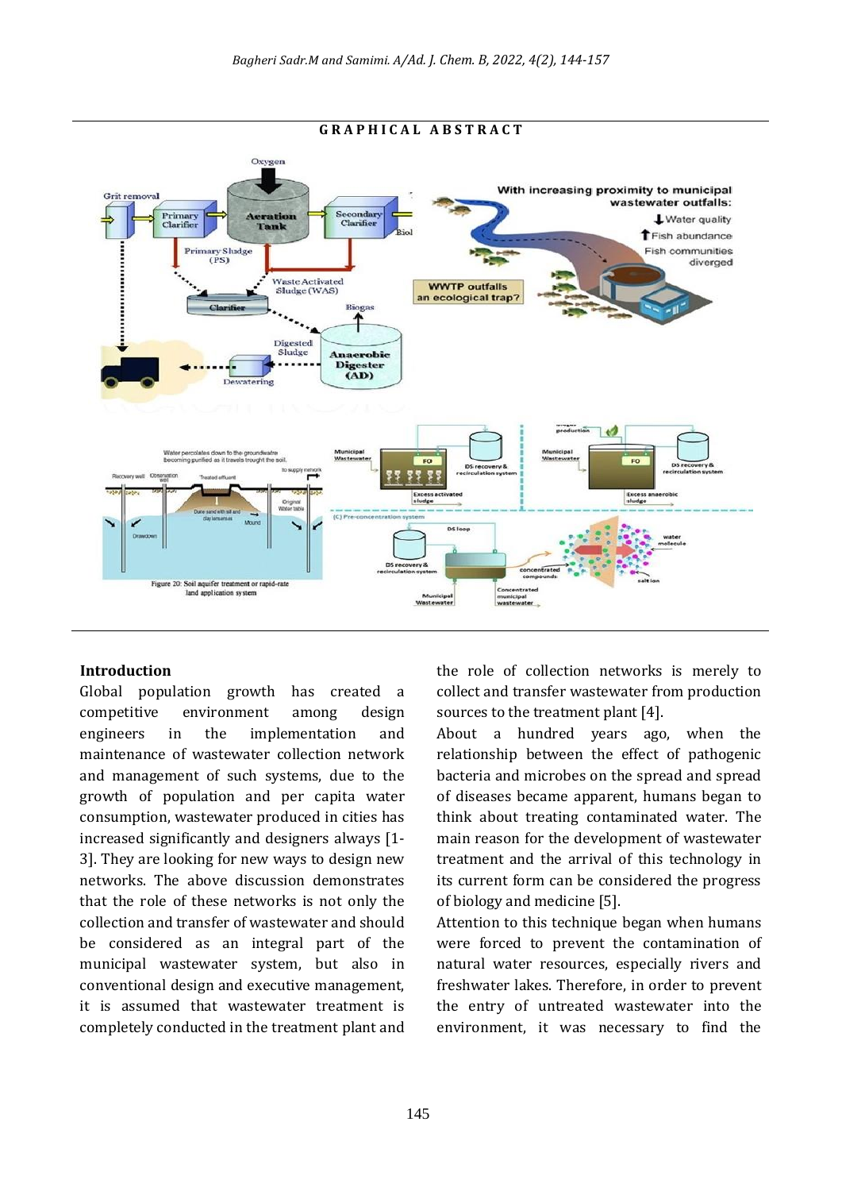**GRAPHICAL ABSTRACT**

## Introduction

Global population growth has created a competitive environment among design engineers in the implementation and maintenance of wastewater collection network and management of such systems, due to the growth of population and per capita water consumption, wastewater produced in cities has increased significantly and designers always [1-3]. They are looking for new ways to design new networks. The above discussion demonstrates that the role of these networks is not only the collection and transfer of wastewater and should be considered as an integral part of the municipal wastewater system, but also in conventional design and executive management, it is assumed that wastewater treatment is completely conducted in the treatment plant and the role of collection networks is merely to collect and transfer wastewater from production sources to the treatment plant [4].

About a hundred years ago, when the relationship between the effect of pathogenic bacteria and microbes on the spread and spread of diseases became apparent, humans began to think about treating contaminated water. The main reason for the development of wastewater treatment and the arrival of this technology in its current form can be considered the progress of biology and medicine [5].

Attention to this technique began when humans were forced to prevent the contamination of natural water resources, especially rivers and freshwater lakes. Therefore, in order to prevent the entry of untreated wastewater into the environment, it was necessary to find the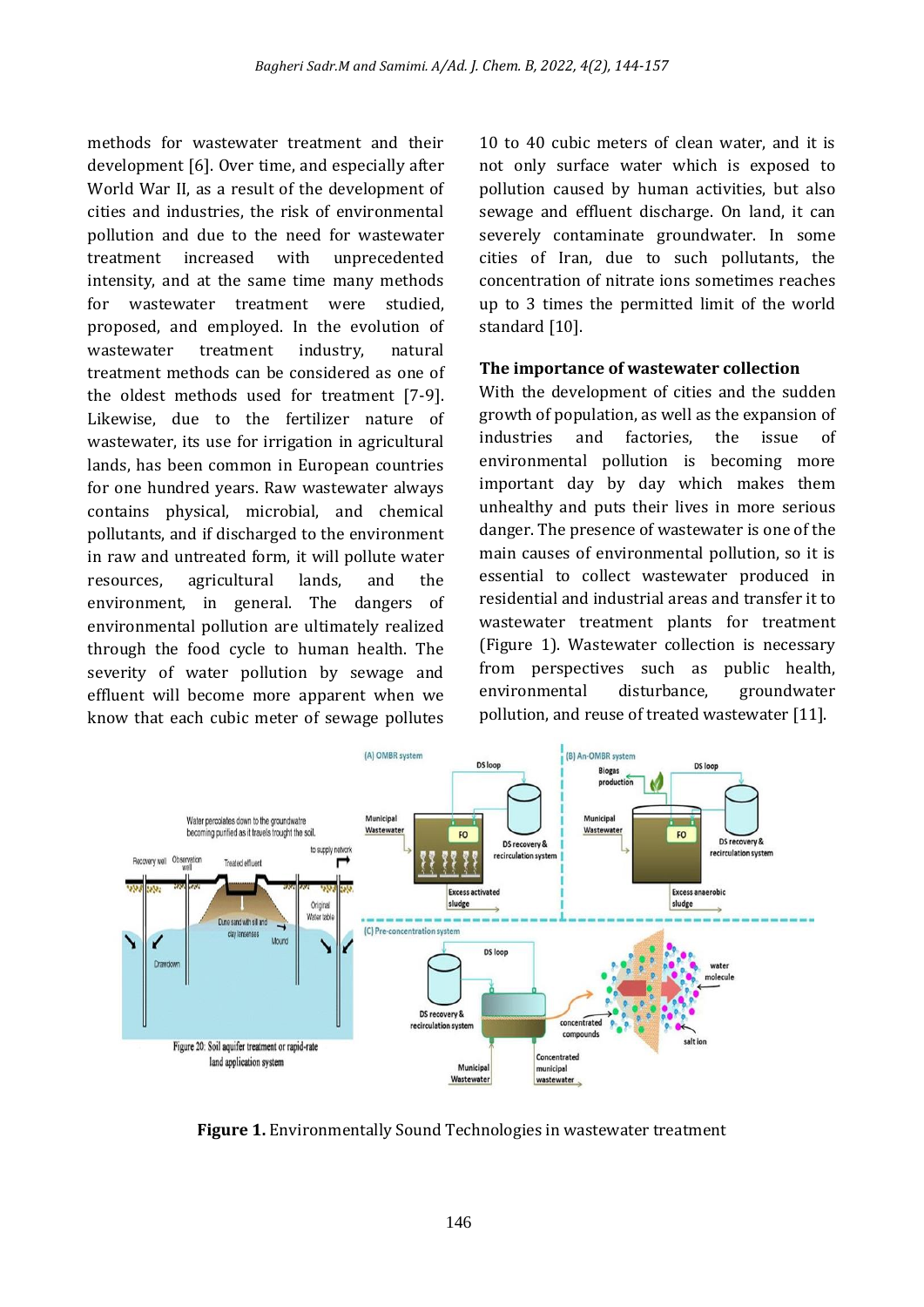methods for wastewater treatment and their development [6]. Over time, and especially after World War II, as a result of the development of cities and industries, the risk of environmental pollution and due to the need for wastewater treatment increased with unprecedented intensity, and at the same time many methods for wastewater treatment were studied, proposed, and employed. In the evolution of wastewater treatment industry, natural treatment methods can be considered as one of the oldest methods used for treatment [7-9]. Likewise, due to the fertilizer nature of wastewater, its use for irrigation in agricultural lands, has been common in European countries for one hundred years. Raw wastewater always contains physical, microbial, and chemical pollutants, and if discharged to the environment in raw and untreated form, it will pollute water resources, agricultural lands, and the environment, in general. The dangers of environmental pollution are ultimately realized through the food cycle to human health. The severity of water pollution by sewage and effluent will become more apparent when we know that each cubic meter of sewage pollutes 10 to 40 cubic meters of clean water, and it is not only surface water which is exposed to pollution caused by human activities, but also sewage and effluent discharge. On land, it can severely contaminate groundwater. In some cities of Iran, due to such pollutants, the concentration of nitrate ions sometimes reaches up to 3 times the permitted limit of the world standard [10].

**The importance of wastewater collection**

With the development of cities and the sudden growth of population, as well as the expansion of industries and factories, the issue of environmental pollution is becoming more important day by day which makes them unhealthy and puts their lives in more serious danger. The presence of wastewater is one of the main causes of environmental pollution, so it is essential to collect wastewater produced in residential and industrial areas and transfer it to wastewater treatment plants for treatment (Figure 1). Wastewater collection is necessary from perspectives such as public health, environmental disturbance, groundwater pollution, and reuse of treated wastewater [11].

**Figure 1.** Environmentally Sound Technologies in wastewater treatment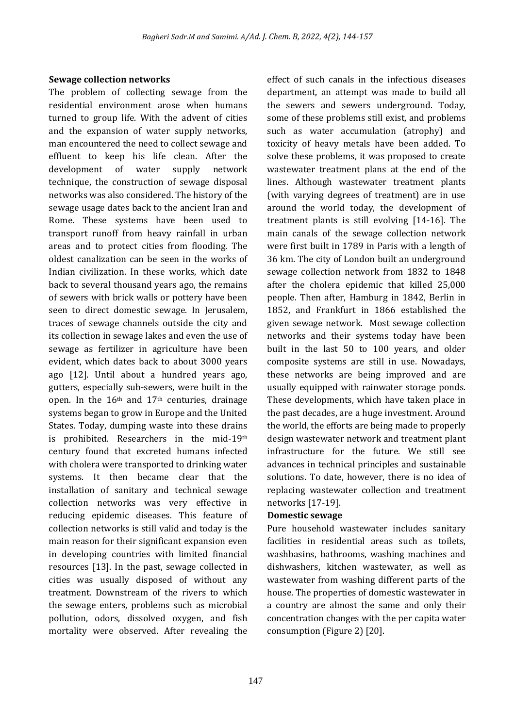### Sewage collection networks

The problem of collecting sewage from the residential environment arose when humans turned to group life. With the advent of cities and the expansion of water supply networks, man encountered the need to collect sewage and effluent to keep his life clean. After the development of water supply network technique, the construction of sewage disposal networks was also considered. The history of the sewage usage dates back to the ancient Iran and Rome. These systems have been used to transport runoff from heavy rainfall in urban areas and to protect cities from flooding. The oldest canalization can be seen in the works of Indian civilization. In these works, which date back to several thousand years ago, the remains of sewers with brick walls or pottery have been seen to direct domestic sewage. In Jerusalem, traces of sewage channels outside the city and its collection in sewage lakes and even the use of sewage as fertilizer in agriculture have been evident, which dates back to about 3000 years ago [12]. Until about a hundred years ago, gutters, especially sub-sewers, were built in the open. In the 16th and 17th centuries, drainage systems began to grow in Europe and the United States. Today, dumping waste into these drains is prohibited. Researchers in the mid-19th century found that excreted humans infected with cholera were transported to drinking water systems. It then became clear that the installation of sanitary and technical sewage collection networks was very effective in reducing epidemic diseases. This feature of collection networks is still valid and today is the main reason for their significant expansion even in developing countries with limited financial resources [13]. In the past, sewage collected in cities was usually disposed of without any treatment. Downstream of the rivers to which the sewage enters, problems such as microbial pollution, odors, dissolved oxygen, and fish mortality were observed. After revealing the effect of such canals in the infectious diseases department, an attempt was made to build all the sewers and sewers underground. Today, some of these problems still exist, and problems such as water accumulation (atrophy) and toxicity of heavy metals have been added. To solve these problems, it was proposed to create wastewater treatment plans at the end of the lines. Although wastewater treatment plants (with varying degrees of treatment) are in use around the world today, the development of treatment plants is still evolving [14-16]. The main canals of the sewage collection network were first built in 1789 in Paris with a length of 36 km. The city of London built an underground sewage collection network from 1832 to 1848 after the cholera epidemic that killed 25,000 people. Then after, Hamburg in 1842, Berlin in 1852, and Frankfurt in 1866 established the given sewage network. Most sewage collection networks and their systems today have been built in the last 50 to 100 years, and older composite systems are still in use. Nowadays, these networks are being improved and are usually equipped with rainwater storage ponds. These developments, which have taken place in the past decades, are a huge investment. Around the world, the efforts are being made to properly design wastewater network and treatment plant infrastructure for the future. We still see advances in technical principles and sustainable solutions. To date, however, there is no idea of replacing wastewater collection and treatment networks [17-19].

### Domestic sewage

Pure household wastewater includes sanitary facilities in residential areas such as toilets, washbasins, bathrooms, washing machines and dishwashers, kitchen wastewater, as well as wastewater from washing different parts of the house. The properties of domestic wastewater in a country are almost the same and only their concentration changes with the per capita water consumption (Figure 2) [20].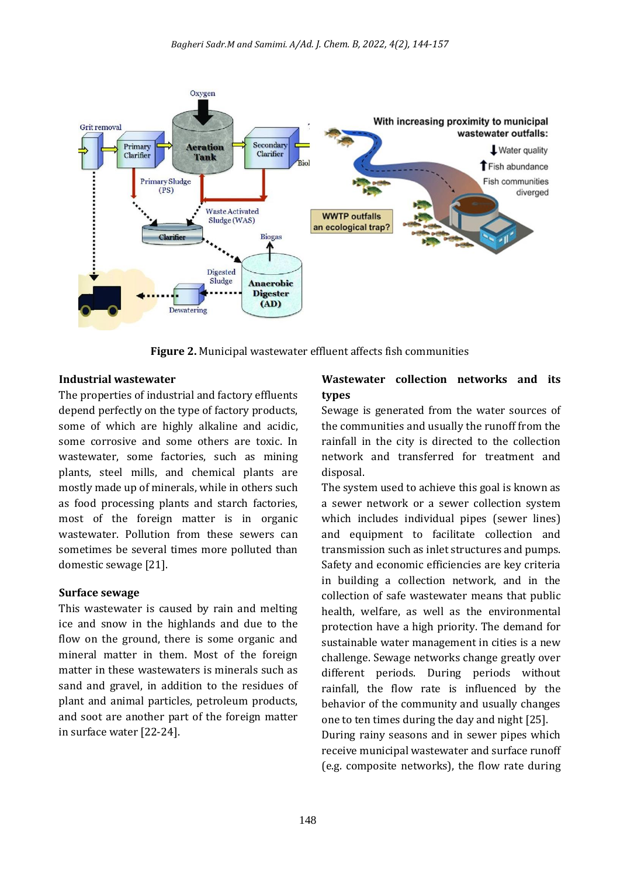**Figure 2.** Municipal wastewater effluent affects fish communities

### Industrial wastewater

The properties of industrial and factory effluents depend perfectly on the type of factory products, some of which are highly alkaline and acidic, some corrosive and some others are toxic. In wastewater, some factories, such as mining plants, steel mills, and chemical plants are mostly made up of minerals, while in others such as food processing plants and starch factories, most of the foreign matter is in organic wastewater. Pollution from these sewers can sometimes be several times more polluted than domestic sewage [21].

### Surface sewage

This wastewater is caused by rain and melting ice and snow in the highlands and due to the flow on the ground, there is some organic and mineral matter in them. Most of the foreign matter in these wastewaters is minerals such as sand and gravel, in addition to the residues of plant and animal particles, petroleum products, and soot are another part of the foreign matter in surface water [22-24].

### Wastewater collection networks and its types

Sewage is generated from the water sources of the communities and usually the runoff from the rainfall in the city is directed to the collection network and transferred for treatment and disposal.

The system used to achieve this goal is known as a sewer network or a sewer collection system which includes individual pipes (sewer lines) and equipment to facilitate collection and transmission such as inlet structures and pumps. Safety and economic efficiencies are key criteria in building a collection network, and in the collection of safe wastewater means that public health, welfare, as well as the environmental protection have a high priority. The demand for sustainable water management in cities is a new challenge. Sewage networks change greatly over different periods. During periods without rainfall, the flow rate is influenced by the behavior of the community and usually changes one to ten times during the day and night [25].

During rainy seasons and in sewer pipes which receive municipal wastewater and surface runoff (e.g. composite networks), the flow rate during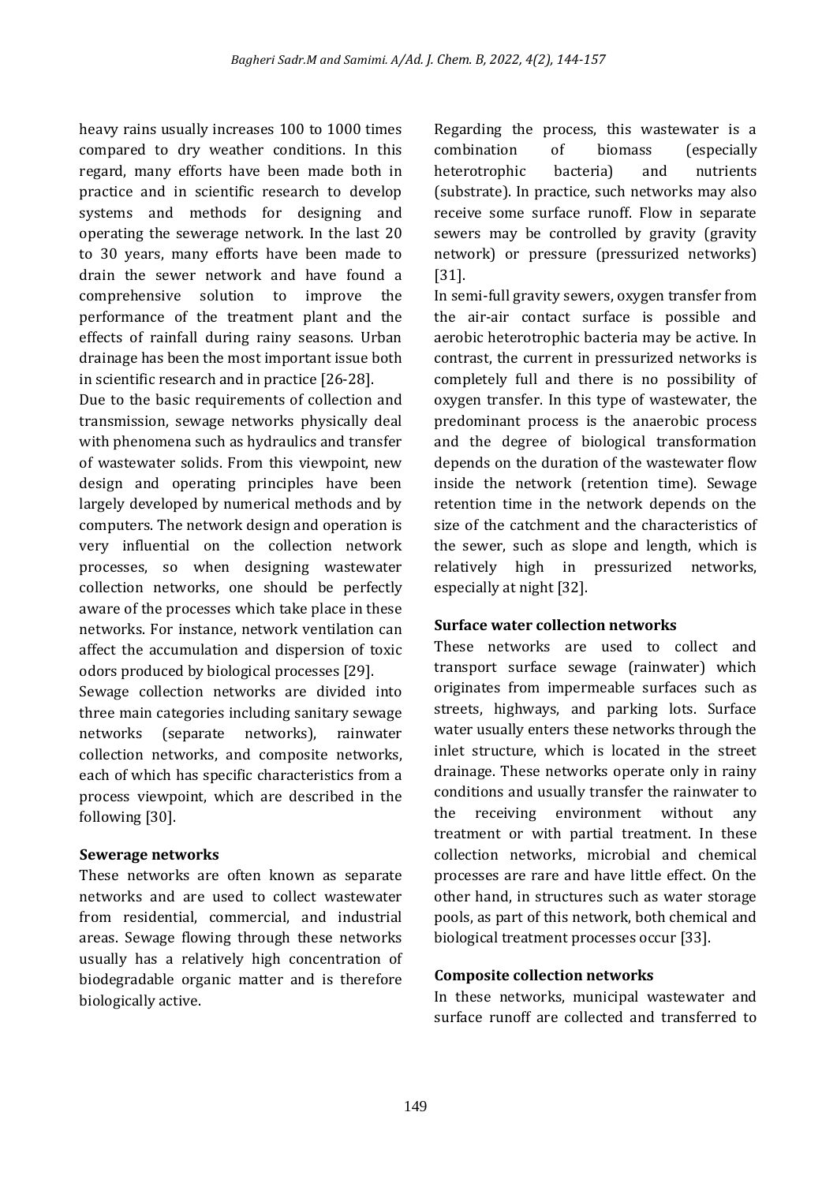heavy rains usually increases 100 to 1000 times compared to dry weather conditions. In this regard, many efforts have been made both in practice and in scientific research to develop systems and methods for designing and operating the sewerage network. In the last 20 to 30 years, many efforts have been made to drain the sewer network and have found a comprehensive solution to improve the performance of the treatment plant and the effects of rainfall during rainy seasons. Urban drainage has been the most important issue both in scientific research and in practice [26-28].

Due to the basic requirements of collection and transmission, sewage networks physically deal with phenomena such as hydraulics and transfer of wastewater solids. From this viewpoint, new design and operating principles have been largely developed by numerical methods and by computers. The network design and operation is very influential on the collection network processes, so when designing wastewater collection networks, one should be perfectly aware of the processes which take place in these networks. For instance, network ventilation can affect the accumulation and dispersion of toxic odors produced by biological processes [29].

Sewage collection networks are divided into three main categories including sanitary sewage networks (separate networks), rainwater collection networks, and composite networks, each of which has specific characteristics from a process viewpoint, which are described in the following [30].

**Sewerage networks**

These networks are often known as separate networks and are used to collect wastewater from residential, commercial, and industrial areas. Sewage flowing through these networks usually has a relatively high concentration of biodegradable organic matter and is therefore biologically active.

Regarding the process, this wastewater is a combination of biomass (especially heterotrophic bacteria) and nutrients (substrate). In practice, such networks may also receive some surface runoff. Flow in separate sewers may be controlled by gravity (gravity network) or pressure (pressurized networks) [31].

In semi-full gravity sewers, oxygen transfer from the air-air contact surface is possible and aerobic heterotrophic bacteria may be active. In contrast, the current in pressurized networks is completely full and there is no possibility of oxygen transfer. In this type of wastewater, the predominant process is the anaerobic process and the degree of biological transformation depends on the duration of the wastewater flow inside the network (retention time). Sewage retention time in the network depends on the size of the catchment and the characteristics of the sewer, such as slope and length, which is relatively high in pressurized networks, especially at night [32].

**Surface water collection networks**

These networks are used to collect and transport surface sewage (rainwater) which originates from impermeable surfaces such as streets, highways, and parking lots. Surface water usually enters these networks through the inlet structure, which is located in the street drainage. These networks operate only in rainy conditions and usually transfer the rainwater to the receiving environment without any treatment or with partial treatment. In these collection networks, microbial and chemical processes are rare and have little effect. On the other hand, in structures such as water storage pools, as part of this network, both chemical and biological treatment processes occur [33].

**Composite collection networks**

In these networks, municipal wastewater and surface runoff are collected and transferred to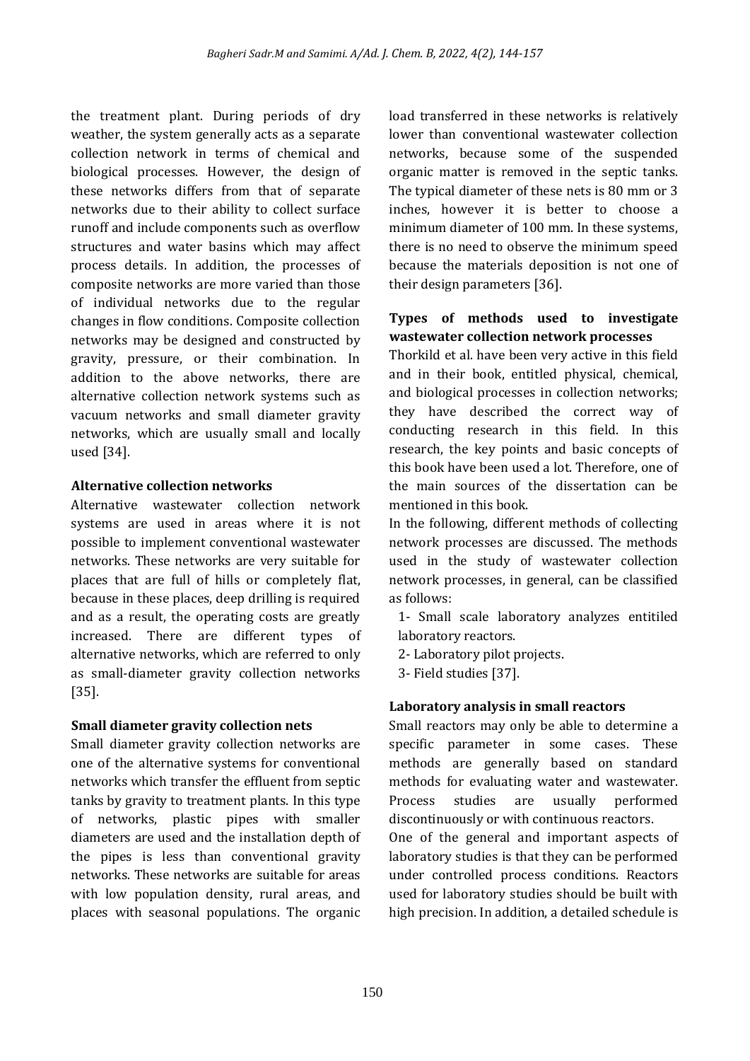the treatment plant. During periods of dry weather, the system generally acts as a separate collection network in terms of chemical and biological processes. However, the design of these networks differs from that of separate networks due to their ability to collect surface runoff and include components such as overflow structures and water basins which may affect process details. In addition, the processes of composite networks are more varied than those of individual networks due to the regular changes in flow conditions. Composite collection networks may be designed and constructed by gravity, pressure, or their combination. In addition to the above networks, there are alternative collection network systems such as vacuum networks and small diameter gravity networks, which are usually small and locally used [34].

**Alternative collection networks**

Alternative wastewater collection network systems are used in areas where it is not possible to implement conventional wastewater networks. These networks are very suitable for places that are full of hills or completely flat, because in these places, deep drilling is required and as a result, the operating costs are greatly increased. There are different types of alternative networks, which are referred to only as small-diameter gravity collection networks [35].

**Small diameter gravity collection nets**

Small diameter gravity collection networks are one of the alternative systems for conventional networks which transfer the effluent from septic tanks by gravity to treatment plants. In this type of networks, plastic pipes with smaller diameters are used and the installation depth of the pipes is less than conventional gravity networks. These networks are suitable for areas with low population density, rural areas, and places with seasonal populations. The organic load transferred in these networks is relatively lower than conventional wastewater collection networks, because some of the suspended organic matter is removed in the septic tanks. The typical diameter of these nets is 80 mm or 3 inches, however it is better to choose a minimum diameter of 100 mm. In these systems, there is no need to observe the minimum speed because the materials deposition is not one of their design parameters [36].

**Types of methods used to investigate wastewater collection network processes**

Thorkild et al. have been very active in this field and in their book, entitled physical, chemical, and biological processes in collection networks; they have described the correct way of conducting research in this field. In this research, the key points and basic concepts of this book have been used a lot. Therefore, one of the main sources of the dissertation can be mentioned in this book.

In the following, different methods of collecting network processes are discussed. The methods used in the study of wastewater collection network processes, in general, can be classified as follows:

1- Small scale laboratory analyzes entitiled laboratory reactors.

2- Laboratory pilot projects.

3- Field studies [37].

**Laboratory analysis in small reactors**

Small reactors may only be able to determine a specific parameter in some cases. These methods are generally based on standard methods for evaluating water and wastewater. Process studies are usually performed discontinuously or with continuous reactors.

One of the general and important aspects of laboratory studies is that they can be performed under controlled process conditions. Reactors used for laboratory studies should be built with high precision. In addition, a detailed schedule is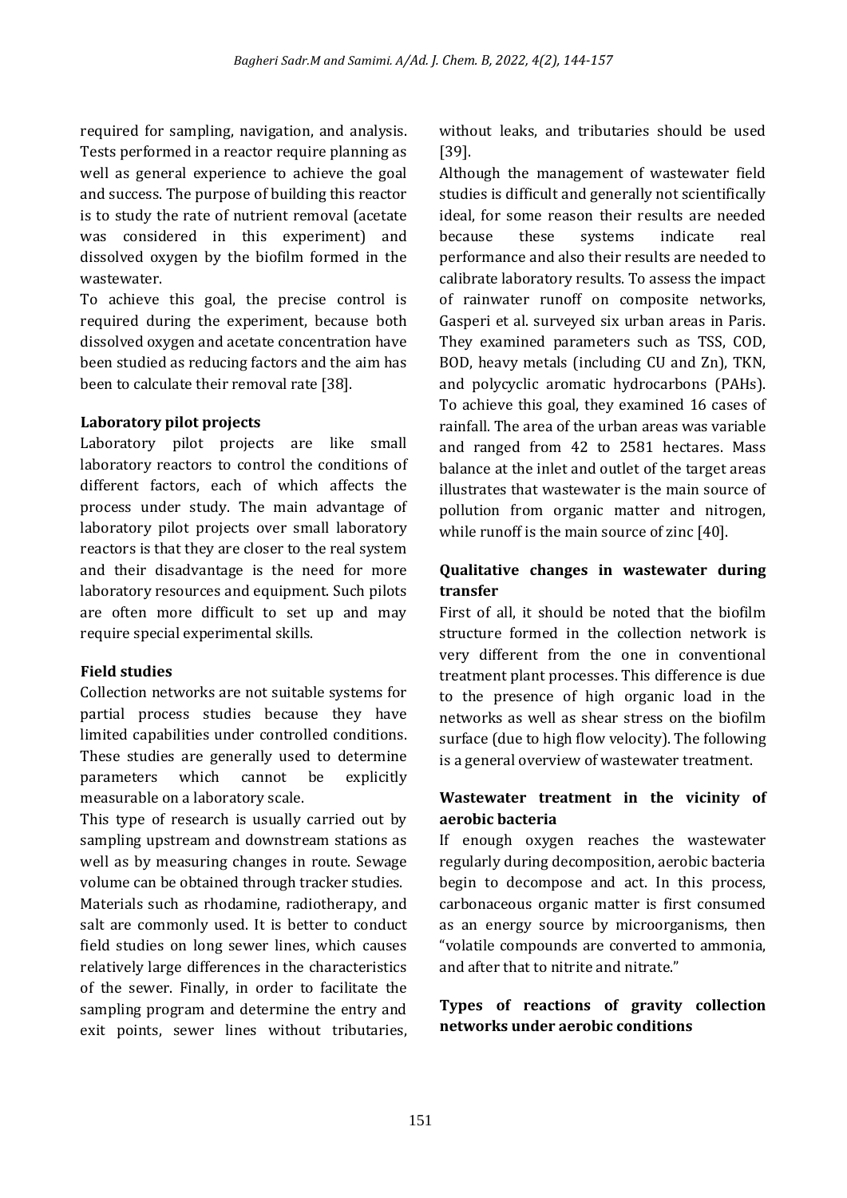required for sampling, navigation, and analysis. Tests performed in a reactor require planning as well as general experience to achieve the goal and success. The purpose of building this reactor is to study the rate of nutrient removal (acetate was considered in this experiment) and dissolved oxygen by the biofilm formed in the wastewater.

To achieve this goal, the precise control is required during the experiment, because both dissolved oxygen and acetate concentration have been studied as reducing factors and the aim has been to calculate their removal rate [38].

### Laboratory pilot projects

Laboratory pilot projects are like small laboratory reactors to control the conditions of different factors, each of which affects the process under study. The main advantage of laboratory pilot projects over small laboratory reactors is that they are closer to the real system and their disadvantage is the need for more laboratory resources and equipment. Such pilots are often more difficult to set up and may require special experimental skills.

### Field studies

Collection networks are not suitable systems for partial process studies because they have limited capabilities under controlled conditions. These studies are generally used to determine parameters which cannot be explicitly measurable on a laboratory scale.

This type of research is usually carried out by sampling upstream and downstream stations as well as by measuring changes in route. Sewage volume can be obtained through tracker studies. Materials such as rhodamine, radiotherapy, and salt are commonly used. It is better to conduct field studies on long sewer lines, which causes relatively large differences in the characteristics of the sewer. Finally, in order to facilitate the sampling program and determine the entry and exit points, sewer lines without tributaries, without leaks, and tributaries should be used [39].

Although the management of wastewater field studies is difficult and generally not scientifically ideal, for some reason their results are needed because these systems indicate real performance and also their results are needed to calibrate laboratory results. To assess the impact of rainwater runoff on composite networks, Gasperi et al. surveyed six urban areas in Paris. They examined parameters such as TSS, COD, BOD, heavy metals (including CU and Zn), TKN, and polycyclic aromatic hydrocarbons (PAHs). To achieve this goal, they examined 16 cases of rainfall. The area of the urban areas was variable and ranged from 42 to 2581 hectares. Mass balance at the inlet and outlet of the target areas illustrates that wastewater is the main source of pollution from organic matter and nitrogen, while runoff is the main source of zinc [40].

### Qualitative changes in wastewater during transfer

First of all, it should be noted that the biofilm structure formed in the collection network is very different from the one in conventional treatment plant processes. This difference is due to the presence of high organic load in the networks as well as shear stress on the biofilm surface (due to high flow velocity). The following is a general overview of wastewater treatment.

### Wastewater treatment in the vicinity of aerobic bacteria

If enough oxygen reaches the wastewater regularly during decomposition, aerobic bacteria begin to decompose and act. In this process, carbonaceous organic matter is first consumed as an energy source by microorganisms, then "volatile compounds are converted to ammonia, and after that to nitrite and nitrate."

### Types of reactions of gravity collection networks under aerobic conditions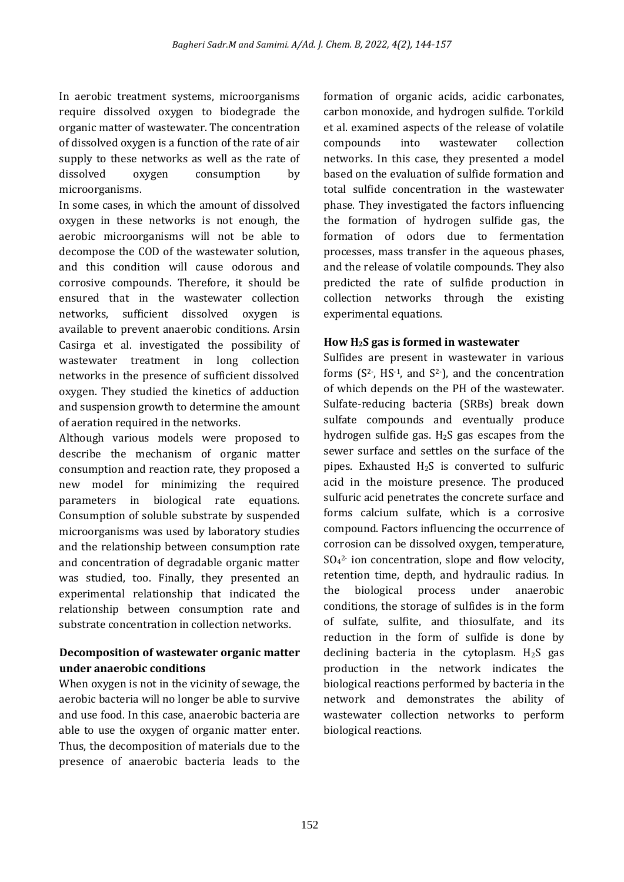In aerobic treatment systems, microorganisms require dissolved oxygen to biodegrade the organic matter of wastewater. The concentration of dissolved oxygen is a function of the rate of air supply to these networks as well as the rate of dissolved oxygen consumption by microorganisms.

In some cases, in which the amount of dissolved oxygen in these networks is not enough, the aerobic microorganisms will not be able to decompose the COD of the wastewater solution, and this condition will cause odorous and corrosive compounds. Therefore, it should be ensured that in the wastewater collection networks, sufficient dissolved oxygen is available to prevent anaerobic conditions. Arsin Casirga et al. investigated the possibility of wastewater treatment in long collection networks in the presence of sufficient dissolved oxygen. They studied the kinetics of adduction and suspension growth to determine the amount of aeration required in the networks.

Although various models were proposed to describe the mechanism of organic matter consumption and reaction rate, they proposed a new model for minimizing the required parameters in biological rate equations. Consumption of soluble substrate by suspended microorganisms was used by laboratory studies and the relationship between consumption rate and concentration of degradable organic matter was studied, too. Finally, they presented an experimental relationship that indicated the relationship between consumption rate and substrate concentration in collection networks.

## Decomposition of wastewater organic matter under anaerobic conditions

When oxygen is not in the vicinity of sewage, the aerobic bacteria will no longer be able to survive and use food. In this case, anaerobic bacteria are able to use the oxygen of organic matter enter. Thus, the decomposition of materials due to the presence of anaerobic bacteria leads to the formation of organic acids, acidic carbonates, carbon monoxide, and hydrogen sulfide. Torkild et al. examined aspects of the release of volatile compounds into wastewater collection networks. In this case, they presented a model based on the evaluation of sulfide formation and total sulfide concentration in the wastewater phase. They investigated the factors influencing the formation of hydrogen sulfide gas, the formation of odors due to fermentation processes, mass transfer in the aqueous phases, and the release of volatile compounds. They also predicted the rate of sulfide production in collection networks through the existing experimental equations.

## How $H_2S$ gas is formed in wastewater

Sulfides are present in wastewater in various forms ($S^{2-}$, $HS^{-1}$, and $S^{2-}$), and the concentration of which depends on the PH of the wastewater. Sulfate-reducing bacteria (SRBs) break down sulfate compounds and eventually produce hydrogen sulfide gas. $H_2S$ gas escapes from the sewer surface and settles on the surface of the pipes. Exhausted $H_2S$ is converted to sulfuric acid in the moisture presence. The produced sulfuric acid penetrates the concrete surface and forms calcium sulfate, which is a corrosive compound. Factors influencing the occurrence of corrosion can be dissolved oxygen, temperature, $SO_4^{2-}$ ion concentration, slope and flow velocity, retention time, depth, and hydraulic radius. In the biological process under anaerobic conditions, the storage of sulfides is in the form of sulfate, sulfite, and thiosulfate, and its reduction in the form of sulfide is done by declining bacteria in the cytoplasm. $H_2S$ gas production in the network indicates the biological reactions performed by bacteria in the network and demonstrates the ability of wastewater collection networks to perform biological reactions.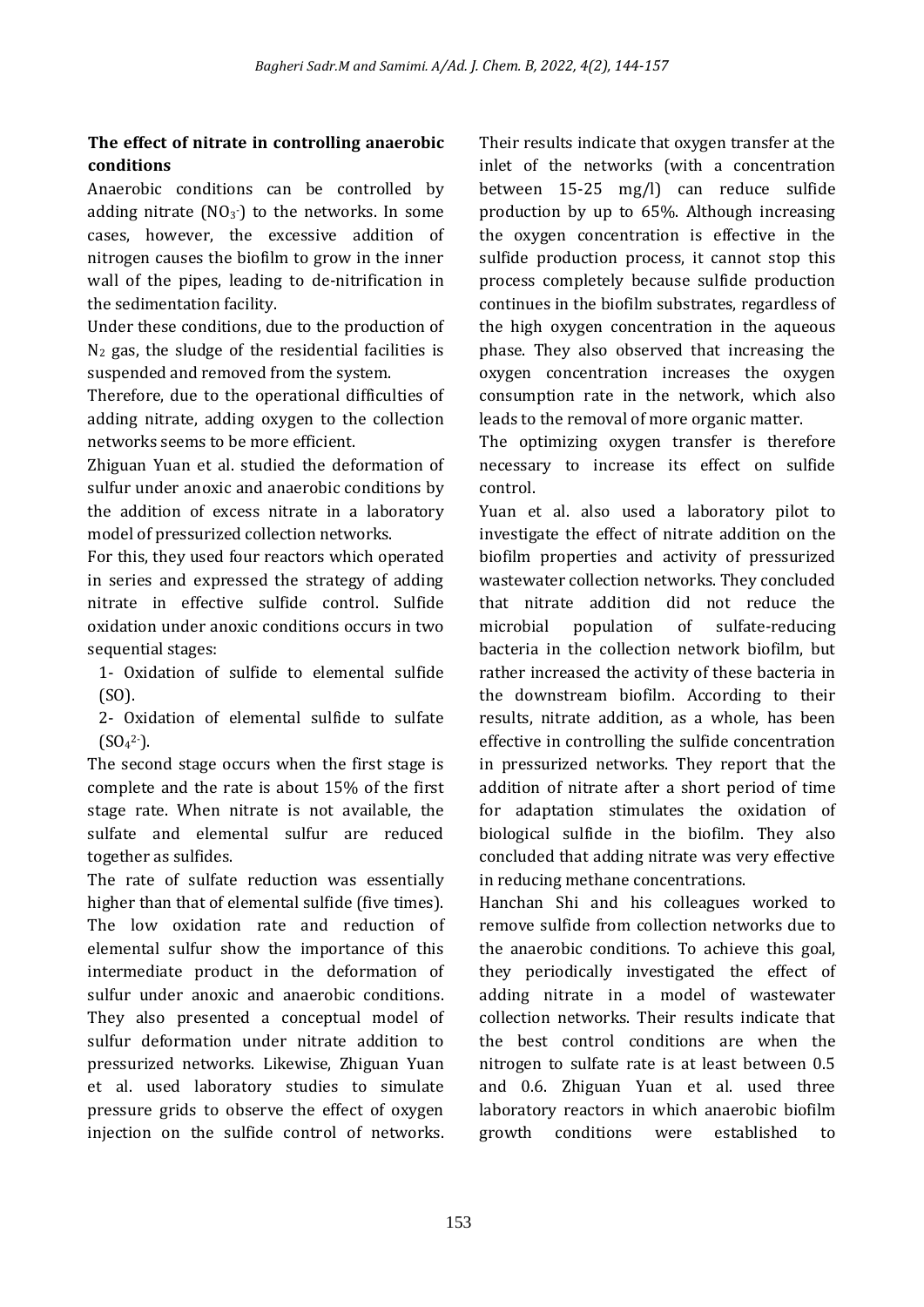### The effect of nitrate in controlling anaerobic conditions

Anaerobic conditions can be controlled by adding nitrate ($NO_3^-$) to the networks. In some cases, however, the excessive addition of nitrogen causes the biofilm to grow in the inner wall of the pipes, leading to de-nitrification in the sedimentation facility.

Under these conditions, due to the production of $N_2$ gas, the sludge of the residential facilities is suspended and removed from the system.

Therefore, due to the operational difficulties of adding nitrate, adding oxygen to the collection networks seems to be more efficient.

Zhiguan Yuan et al. studied the deformation of sulfur under anoxic and anaerobic conditions by the addition of excess nitrate in a laboratory model of pressurized collection networks.

For this, they used four reactors which operated in series and expressed the strategy of adding nitrate in effective sulfide control. Sulfide oxidation under anoxic conditions occurs in two sequential stages:

1- Oxidation of sulfide to elemental sulfide (SO).

2- Oxidation of elemental sulfide to sulfate ($SO_4^{2-}$).

The second stage occurs when the first stage is complete and the rate is about 15% of the first stage rate. When nitrate is not available, the sulfate and elemental sulfur are reduced together as sulfides.

The rate of sulfate reduction was essentially higher than that of elemental sulfide (five times). The low oxidation rate and reduction of elemental sulfur show the importance of this intermediate product in the deformation of sulfur under anoxic and anaerobic conditions. They also presented a conceptual model of sulfur deformation under nitrate addition to pressurized networks. Likewise, Zhiguan Yuan et al. used laboratory studies to simulate pressure grids to observe the effect of oxygen injection on the sulfide control of networks. Their results indicate that oxygen transfer at the inlet of the networks (with a concentration between 15-25 mg/l) can reduce sulfide production by up to 65%. Although increasing the oxygen concentration is effective in the sulfide production process, it cannot stop this process completely because sulfide production continues in the biofilm substrates, regardless of the high oxygen concentration in the aqueous phase. They also observed that increasing the oxygen concentration increases the oxygen consumption rate in the network, which also leads to the removal of more organic matter.

The optimizing oxygen transfer is therefore necessary to increase its effect on sulfide control.

Yuan et al. also used a laboratory pilot to investigate the effect of nitrate addition on the biofilm properties and activity of pressurized wastewater collection networks. They concluded that nitrate addition did not reduce the microbial population of sulfate-reducing bacteria in the collection network biofilm, but rather increased the activity of these bacteria in the downstream biofilm. According to their results, nitrate addition, as a whole, has been effective in controlling the sulfide concentration in pressurized networks. They report that the addition of nitrate after a short period of time for adaptation stimulates the oxidation of biological sulfide in the biofilm. They also concluded that adding nitrate was very effective in reducing methane concentrations.

Hanchan Shi and his colleagues worked to remove sulfide from collection networks due to the anaerobic conditions. To achieve this goal, they periodically investigated the effect of adding nitrate in a model of wastewater collection networks. Their results indicate that the best control conditions are when the nitrogen to sulfate rate is at least between 0.5 and 0.6. Zhiguan Yuan et al. used three laboratory reactors in which anaerobic biofilm growth conditions were established to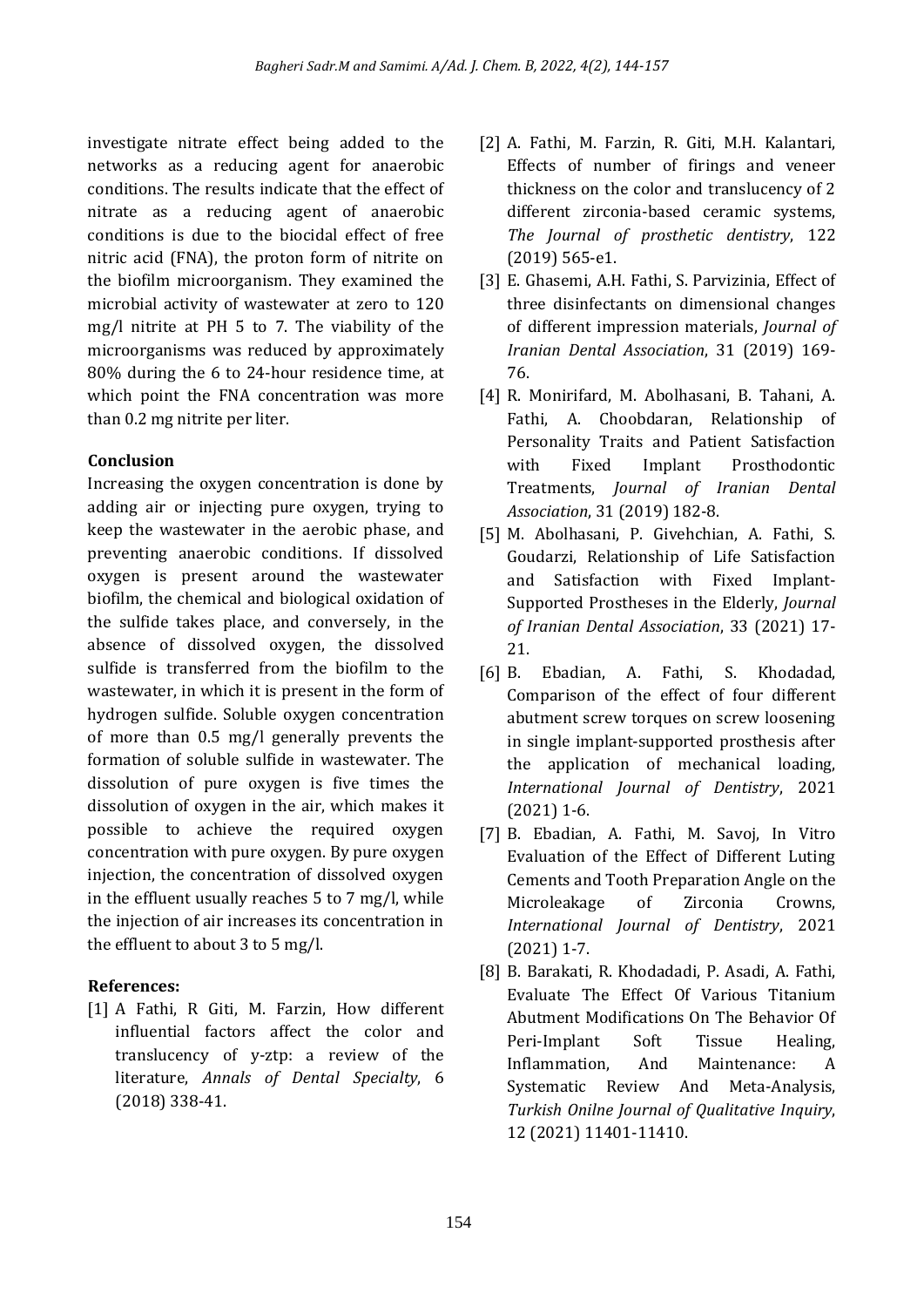investigate nitrate effect being added to the networks as a reducing agent for anaerobic conditions. The results indicate that the effect of nitrate as a reducing agent of anaerobic conditions is due to the biocidal effect of free nitric acid (FNA), the proton form of nitrite on the biofilm microorganism. They examined the microbial activity of wastewater at zero to 120 mg/l nitrite at PH 5 to 7. The viability of the microorganisms was reduced by approximately 80% during the 6 to 24-hour residence time, at which point the FNA concentration was more than 0.2 mg nitrite per liter.

## Conclusion

Increasing the oxygen concentration is done by adding air or injecting pure oxygen, trying to keep the wastewater in the aerobic phase, and preventing anaerobic conditions. If dissolved oxygen is present around the wastewater biofilm, the chemical and biological oxidation of the sulfide takes place, and conversely, in the absence of dissolved oxygen, the dissolved sulfide is transferred from the biofilm to the wastewater, in which it is present in the form of hydrogen sulfide. Soluble oxygen concentration of more than 0.5 mg/l generally prevents the formation of soluble sulfide in wastewater. The dissolution of pure oxygen is five times the dissolution of oxygen in the air, which makes it possible to achieve the required oxygen concentration with pure oxygen. By pure oxygen injection, the concentration of dissolved oxygen in the effluent usually reaches 5 to 7 mg/l, while the injection of air increases its concentration in the effluent to about 3 to 5 mg/l.

## References:

[1] A Fathi, R Giti, M. Farzin, How different influential factors affect the color and translucency of y-ztp: a review of the literature, *Annals of Dental Specialty*, 6 (2018) 338-41.

[2] A. Fathi, M. Farzin, R. Giti, M.H. Kalantari, Effects of number of firings and veneer thickness on the color and translucency of 2 different zirconia-based ceramic systems, *The Journal of prosthetic dentistry*, 122 (2019) 565-e1.

[3] E. Ghasemi, A.H. Fathi, S. Parvizinia, Effect of three disinfectants on dimensional changes of different impression materials, *Journal of Iranian Dental Association*, 31 (2019) 169-76.

[4] R. Monirifard, M. Abolhasani, B. Tahani, A. Fathi, A. Choobdaran, Relationship of Personality Traits and Patient Satisfaction with Fixed Implant Prosthodontic Treatments, *Journal of Iranian Dental Association*, 31 (2019) 182-8.

[5] M. Abolhasani, P. Givehchian, A. Fathi, S. Goudarzi, Relationship of Life Satisfaction and Satisfaction with Fixed Implant-Supported Prostheses in the Elderly, *Journal of Iranian Dental Association*, 33 (2021) 17-21.

[6] B. Ebadian, A. Fathi, S. Khodadad, Comparison of the effect of four different abutment screw torques on screw loosening in single implant-supported prosthesis after the application of mechanical loading, *International Journal of Dentistry*, 2021 (2021) 1-6.

[7] B. Ebadian, A. Fathi, M. Savoj, In Vitro Evaluation of the Effect of Different Luting Cements and Tooth Preparation Angle on the Microleakage of Zirconia Crowns, *International Journal of Dentistry*, 2021 (2021) 1-7.

[8] B. Barakati, R. Khodadadi, P. Asadi, A. Fathi, Evaluate The Effect Of Various Titanium Abutment Modifications On The Behavior Of Peri-Implant Soft Tissue Healing, Inflammation, And Maintenance: A Systematic Review And Meta-Analysis, *Turkish Onilne Journal of Qualitative Inquiry*, 12 (2021) 11401-11410.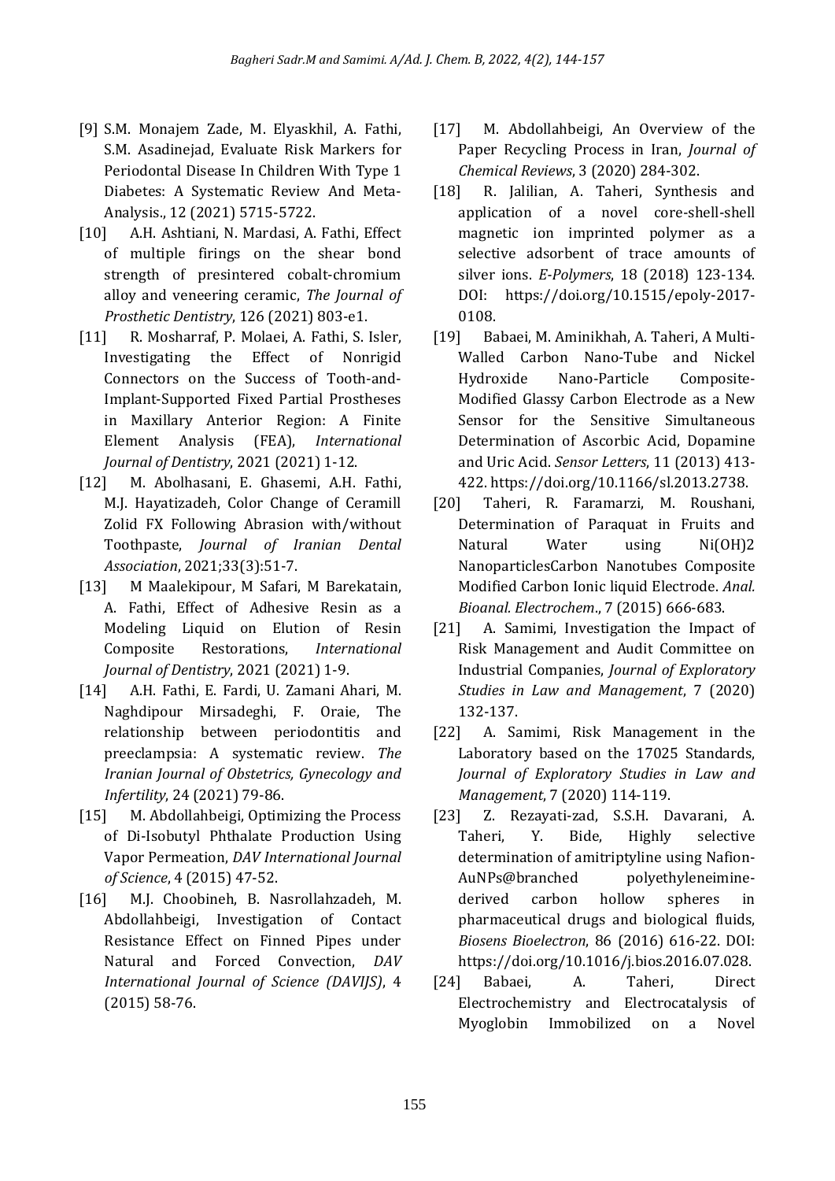[9] S.M. Monajem Zade, M. Elyaskhil, A. Fathi, S.M. Asadinejad, Evaluate Risk Markers for Periodontal Disease In Children With Type 1 Diabetes: A Systematic Review And Meta-Analysis., 12 (2021) 5715-5722.

[10] A.H. Ashtiani, N. Mardasi, A. Fathi, Effect of multiple firings on the shear bond strength of presintered cobalt-chromium alloy and veneering ceramic, *The Journal of Prosthetic Dentistry*, 126 (2021) 803-e1.

[11] R. Mosharraf, P. Molaei, A. Fathi, S. Isler, Investigating the Effect of Nonrigid Connectors on the Success of Tooth-and-Implant-Supported Fixed Partial Prostheses in Maxillary Anterior Region: A Finite Element Analysis (FEA), *International Journal of Dentistry*, 2021 (2021) 1-12.

[12] M. Abolhasani, E. Ghasemi, A.H. Fathi, M.J. Hayatizadeh, Color Change of Ceramill Zolid FX Following Abrasion with/without Toothpaste, *Journal of Iranian Dental Association*, 2021;33(3):51-7.

[13] M Maalekipour, M Safari, M Barekatain, A. Fathi, Effect of Adhesive Resin as a Modeling Liquid on Elution of Resin Composite Restorations, *International Journal of Dentistry*, 2021 (2021) 1-9.

[14] A.H. Fathi, E. Fardi, U. Zamani Ahari, M. Naghdipour Mirsadeghi, F. Oraie, The relationship between periodontitis and preeclampsia: A systematic review. *The Iranian Journal of Obstetrics, Gynecology and Infertility*, 24 (2021) 79-86.

[15] M. Abdollahbeigi, Optimizing the Process of Di-Isobutyl Phthalate Production Using Vapor Permeation, *DAV International Journal of Science*, 4 (2015) 47-52.

[16] M.J. Choobineh, B. Nasrollahzadeh, M. Abdollahbeigi, Investigation of Contact Resistance Effect on Finned Pipes under Natural and Forced Convection, *DAV International Journal of Science (DAVIJS)*, 4 (2015) 58-76.

[17] M. Abdollahbeigi, An Overview of the Paper Recycling Process in Iran, *Journal of Chemical Reviews*, 3 (2020) 284-302.

[18] R. Jalilian, A. Taheri, Synthesis and application of a novel core-shell-shell magnetic ion imprinted polymer as a selective adsorbent of trace amounts of silver ions. *E-Polymers*, 18 (2018) 123-134. DOI: https://doi.org/10.1515/epoly-2017-0108.

[19] Babaei, M. Aminikhah, A. Taheri, A Multi-Walled Carbon Nano-Tube and Nickel Hydroxide Nano-Particle Composite-Modified Glassy Carbon Electrode as a New Sensor for the Sensitive Simultaneous Determination of Ascorbic Acid, Dopamine and Uric Acid. *Sensor Letters*, 11 (2013) 413-422. https://doi.org/10.1166/sl.2013.2738.

[20] Taheri, R. Faramarzi, M. Roushani, Determination of Paraquat in Fruits and Natural Water using $Ni(OH)_2$ NanoparticlesCarbon Nanotubes Composite Modified Carbon Ionic liquid Electrode. *Anal. Bioanal. Electrochem*., 7 (2015) 666-683.

[21] A. Samimi, Investigation the Impact of Risk Management and Audit Committee on Industrial Companies, *Journal of Exploratory Studies in Law and Management*, 7 (2020) 132-137.

[22] A. Samimi, Risk Management in the Laboratory based on the 17025 Standards, *Journal of Exploratory Studies in Law and Management*, 7 (2020) 114-119.

[23] Z. Rezayati-zad, S.S.H. Davarani, A. Taheri, Y. Bide, Highly selective determination of amitriptyline using Nafion-AuNPs@branched polyethyleneimine-derived carbon hollow spheres in pharmaceutical drugs and biological fluids, *Biosens Bioelectron*, 86 (2016) 616-22. DOI: https://doi.org/10.1016/j.bios.2016.07.028.

[24] Babaei, A. Taheri, Direct Electrochemistry and Electrocatalysis of Myoglobin Immobilized on a Novel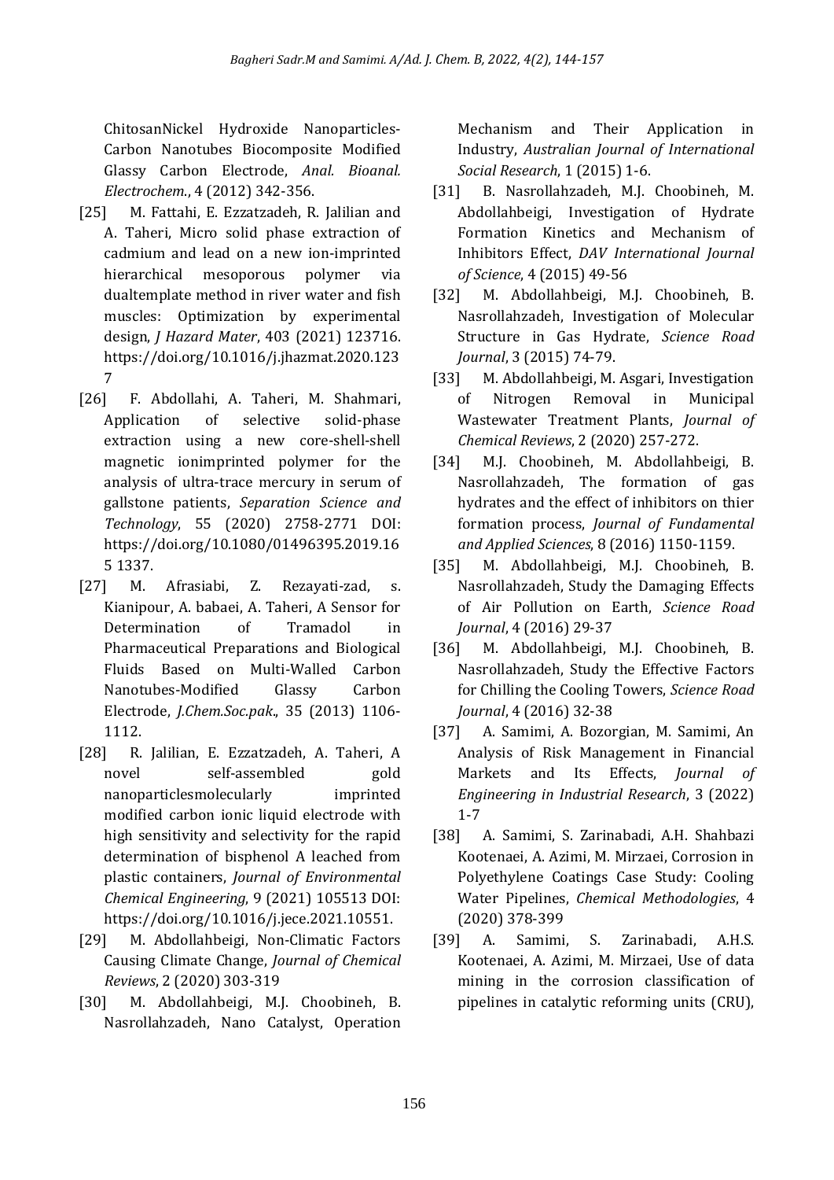ChitosanNickel Hydroxide Nanoparticles-Carbon Nanotubes Biocomposite Modified Glassy Carbon Electrode, *Anal. Bioanal. Electrochem.*, 4 (2012) 342-356.

[25] M. Fattahi, E. Ezzatzadeh, R. Jalilian and A. Taheri, Micro solid phase extraction of cadmium and lead on a new ion-imprinted hierarchical mesoporous polymer via dualtemplate method in river water and fish muscles: Optimization by experimental design, *J Hazard Mater*, 403 (2021) 123716. https://doi.org/10.1016/j.jhazmat.2020.1237

[26] F. Abdollahi, A. Taheri, M. Shahmari, Application of selective solid-phase extraction using a new core-shell-shell magnetic ionimprinted polymer for the analysis of ultra-trace mercury in serum of gallstone patients, *Separation Science and Technology*, 55 (2020) 2758-2771 DOI: https://doi.org/10.1080/01496395.2019.165 1337.

[27] M. Afrasiabi, Z. Rezayati-zad, s. Kianipour, A. babaei, A. Taheri, A Sensor for Determination of Tramadol in Pharmaceutical Preparations and Biological Fluids Based on Multi-Walled Carbon Nanotubes-Modified Glassy Carbon Electrode, *J.Chem.Soc.pak.*, 35 (2013) 1106-1112.

[28] R. Jalilian, E. Ezzatzadeh, A. Taheri, A novel self-assembled gold nanoparticlesmolecularly imprinted modified carbon ionic liquid electrode with high sensitivity and selectivity for the rapid determination of bisphenol A leached from plastic containers, *Journal of Environmental Chemical Engineering*, 9 (2021) 105513 DOI: https://doi.org/10.1016/j.jece.2021.10551.

[29] M. Abdollahbeigi, Non-Climatic Factors Causing Climate Change, *Journal of Chemical Reviews*, 2 (2020) 303-319

[30] M. Abdollahbeigi, M.J. Choobineh, B. Nasrollahzadeh, Nano Catalyst, Operation Mechanism and Their Application in Industry, *Australian Journal of International Social Research*, 1 (2015) 1-6.

[31] B. Nasrollahzadeh, M.J. Choobineh, M. Abdollahbeigi, Investigation of Hydrate Formation Kinetics and Mechanism of Inhibitors Effect, *DAV International Journal of Science*, 4 (2015) 49-56

[32] M. Abdollahbeigi, M.J. Choobineh, B. Nasrollahzadeh, Investigation of Molecular Structure in Gas Hydrate, *Science Road Journal*, 3 (2015) 74-79.

[33] M. Abdollahbeigi, M. Asgari, Investigation of Nitrogen Removal in Municipal Wastewater Treatment Plants, *Journal of Chemical Reviews*, 2 (2020) 257-272.

[34] M.J. Choobineh, M. Abdollahbeigi, B. Nasrollahzadeh, The formation of gas hydrates and the effect of inhibitors on thier formation process, *Journal of Fundamental and Applied Sciences*, 8 (2016) 1150-1159.

[35] M. Abdollahbeigi, M.J. Choobineh, B. Nasrollahzadeh, Study the Damaging Effects of Air Pollution on Earth, *Science Road Journal*, 4 (2016) 29-37

[36] M. Abdollahbeigi, M.J. Choobineh, B. Nasrollahzadeh, Study the Effective Factors for Chilling the Cooling Towers, *Science Road Journal*, 4 (2016) 32-38

[37] A. Samimi, A. Bozorgian, M. Samimi, An Analysis of Risk Management in Financial Markets and Its Effects, *Journal of Engineering in Industrial Research*, 3 (2022) 1-7

[38] A. Samimi, S. Zarinabadi, A.H. Shahbazi Kootenaei, A. Azimi, M. Mirzaei, Corrosion in Polyethylene Coatings Case Study: Cooling Water Pipelines, *Chemical Methodologies*, 4 (2020) 378-399

[39] A. Samimi, S. Zarinabadi, A.H.S. Kootenaei, A. Azimi, M. Mirzaei, Use of data mining in the corrosion classification of pipelines in catalytic reforming units (CRU),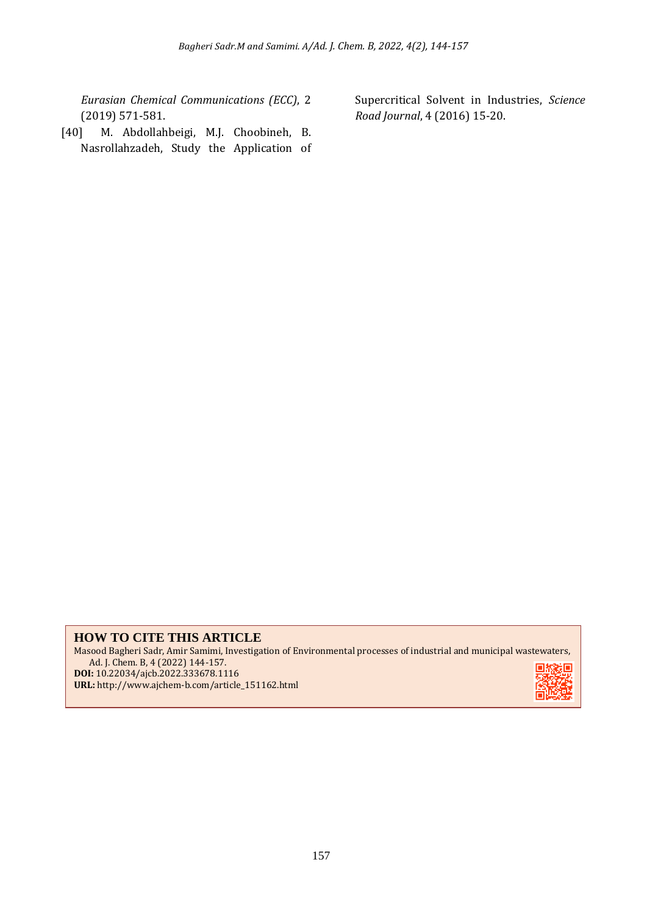*Eurasian Chemical Communications (ECC)*, 2 (2019) 571-581.

[40] M. Abdollahbeigi, M.J. Choobineh, B. Nasrollahzadeh, Study the Application of Supercritical Solvent in Industries, *Science Road Journal*, 4 (2016) 15-20.

**HOW TO CITE THIS ARTICLE**

Masood Bagheri Sadr, Amir Samimi, Investigation of Environmental processes of industrial and municipal wastewaters, Ad. J. Chem. B, 4 (2022) 144-157.

**DOI:** 10.22034/ajcb.2022.333678.1116

**URL:** http://www.ajchem-b.com/article_151162.html